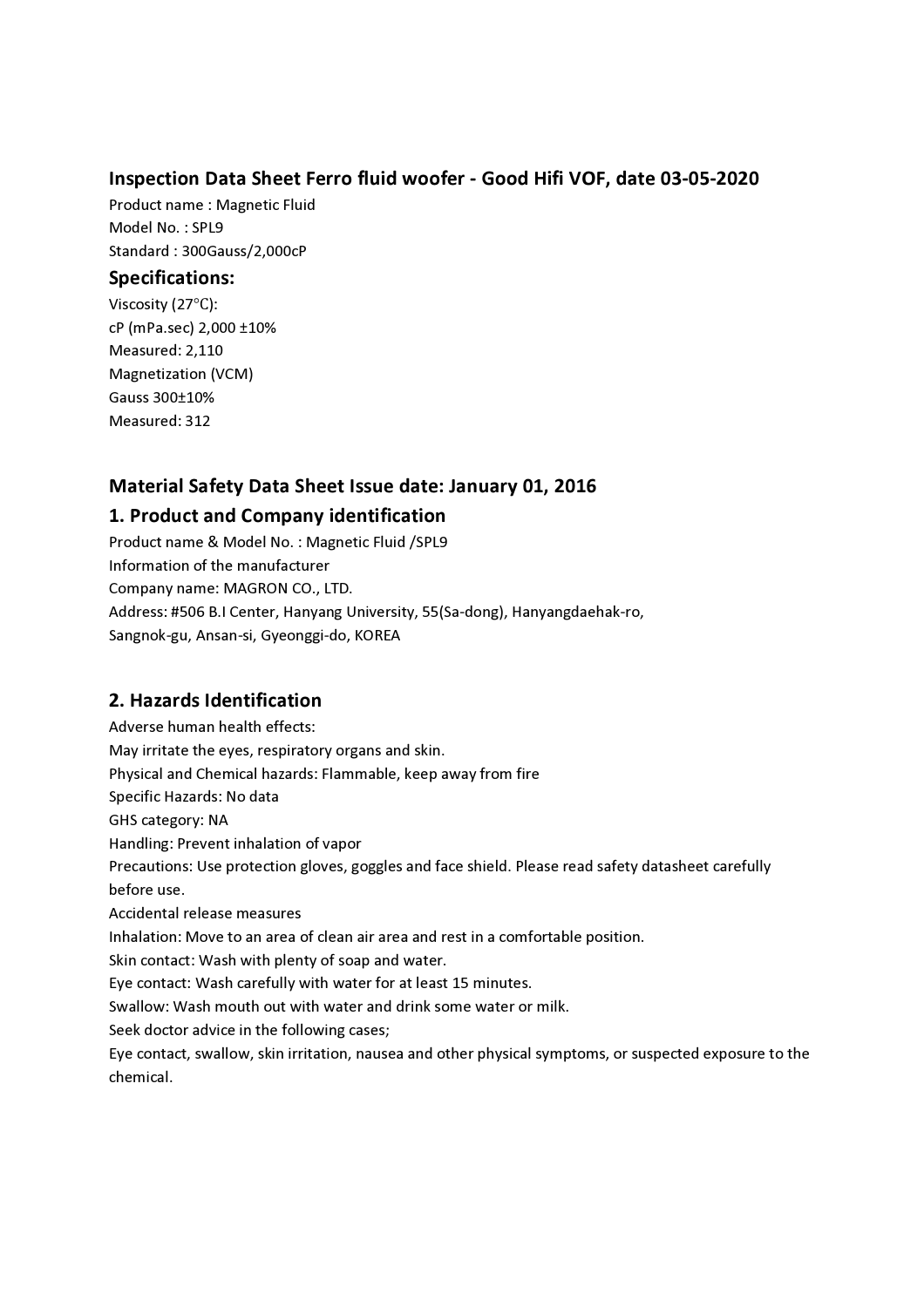## Inspection Data Sheet Ferro fluid woofer - Good Hifi VOF, date 03-05-2020

Product name : Magnetic Fluid
Model No. : SPL9
Standard : 300Gauss/2,000cP

## Specifications:

Viscosity (27°C):
cP (mPa.sec) 2,000 ±10%
Measured: 2,110
Magnetization (VCM)
Gauss 300±10%
Measured: 312

## Material Safety Data Sheet Issue date: January 01, 2016

## 1. Product and Company identification

Product name & Model No. : Magnetic Fluid /SPL9
Information of the manufacturer
Company name: MAGRON CO., LTD.
Address: #506 B.I Center, Hanyang University, 55(Sa-dong), Hanyangdaehak-ro, Sangnok-gu, Ansan-si, Gyeonggi-do, KOREA

## 2. Hazards Identification

Adverse human health effects:
May irritate the eyes, respiratory organs and skin.
Physical and Chemical hazards: Flammable, keep away from fire
Specific Hazards: No data
GHS category: NA
Handling: Prevent inhalation of vapor
Precautions: Use protection gloves, goggles and face shield. Please read safety datasheet carefully before use.
Accidental release measures
Inhalation: Move to an area of clean air area and rest in a comfortable position.
Skin contact: Wash with plenty of soap and water.
Eye contact: Wash carefully with water for at least 15 minutes.
Swallow: Wash mouth out with water and drink some water or milk.
Seek doctor advice in the following cases;
Eye contact, swallow, skin irritation, nausea and other physical symptoms, or suspected exposure to the chemical.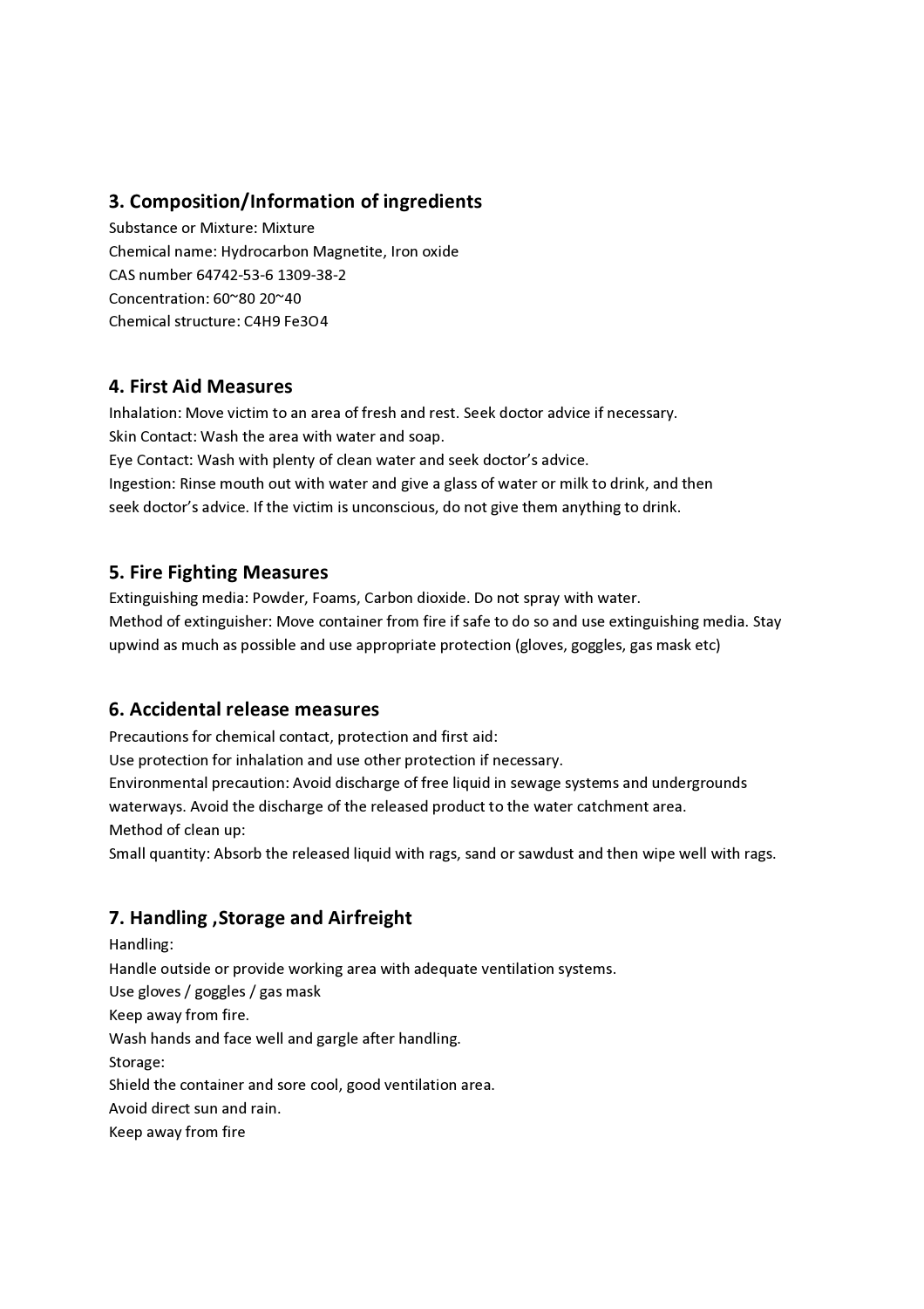## 3. Composition/Information of ingredients

Substance or Mixture: Mixture

Chemical name: Hydrocarbon Magnetite, Iron oxide

CAS number 64742-53-6 1309-38-2

Concentration: 60~80 20~40

Chemical structure: $C_4H_9$ $Fe_3O_4$

## 4. First Aid Measures

Inhalation: Move victim to an area of fresh and rest. Seek doctor advice if necessary.

Skin Contact: Wash the area with water and soap.

Eye Contact: Wash with plenty of clean water and seek doctor's advice.

Ingestion: Rinse mouth out with water and give a glass of water or milk to drink, and then seek doctor's advice. If the victim is unconscious, do not give them anything to drink.

## 5. Fire Fighting Measures

Extinguishing media: Powder, Foams, Carbon dioxide. Do not spray with water.

Method of extinguisher: Move container from fire if safe to do so and use extinguishing media. Stay upwind as much as possible and use appropriate protection (gloves, goggles, gas mask etc)

## 6. Accidental release measures

Precautions for chemical contact, protection and first aid:

Use protection for inhalation and use other protection if necessary.

Environmental precaution: Avoid discharge of free liquid in sewage systems and undergrounds waterways. Avoid the discharge of the released product to the water catchment area.

Method of clean up:

Small quantity: Absorb the released liquid with rags, sand or sawdust and then wipe well with rags.

## 7. Handling ,Storage and Airfreight

Handling:

Handle outside or provide working area with adequate ventilation systems.

Use gloves / goggles / gas mask

Keep away from fire.

Wash hands and face well and gargle after handling.

Storage:

Shield the container and sore cool, good ventilation area.

Avoid direct sun and rain.

Keep away from fire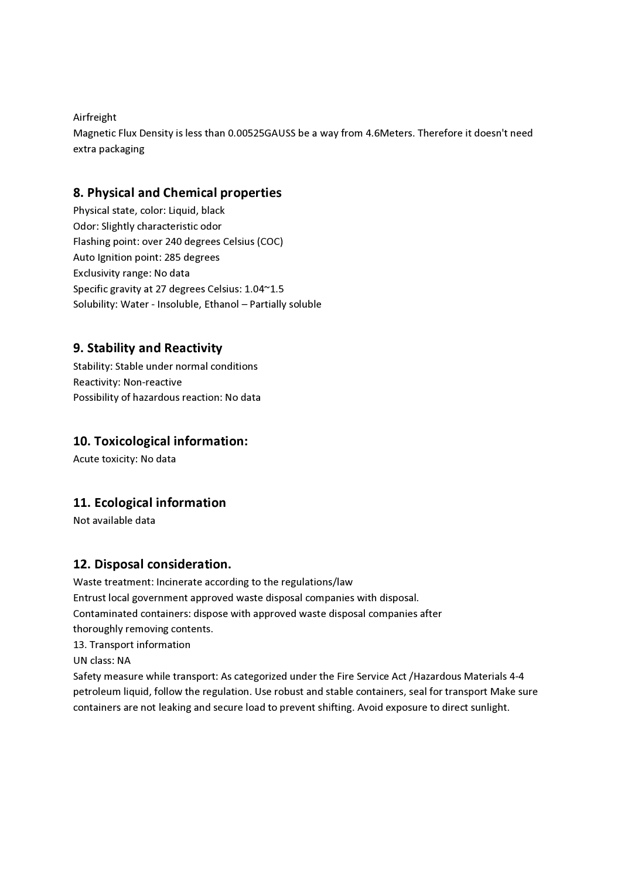Airfreight
Magnetic Flux Density is less than 0.00525GAUSS be a way from 4.6Meters. Therefore it doesn't need extra packaging

## 8. Physical and Chemical properties

Physical state, color: Liquid, black
Odor: Slightly characteristic odor
Flashing point: over 240 degrees Celsius (COC)
Auto Ignition point: 285 degrees
Exclusivity range: No data
Specific gravity at 27 degrees Celsius: 1.04~1.5
Solubility: Water - Insoluble, Ethanol – Partially soluble

## 9. Stability and Reactivity

Stability: Stable under normal conditions
Reactivity: Non-reactive
Possibility of hazardous reaction: No data

## 10. Toxicological information:

Acute toxicity: No data

## 11. Ecological information

Not available data

## 12. Disposal consideration.

Waste treatment: Incinerate according to the regulations/law
Entrust local government approved waste disposal companies with disposal.
Contaminated containers: dispose with approved waste disposal companies after thoroughly removing contents.
13. Transport information
UN class: NA
Safety measure while transport: As categorized under the Fire Service Act /Hazardous Materials 4-4 petroleum liquid, follow the regulation. Use robust and stable containers, seal for transport Make sure containers are not leaking and secure load to prevent shifting. Avoid exposure to direct sunlight.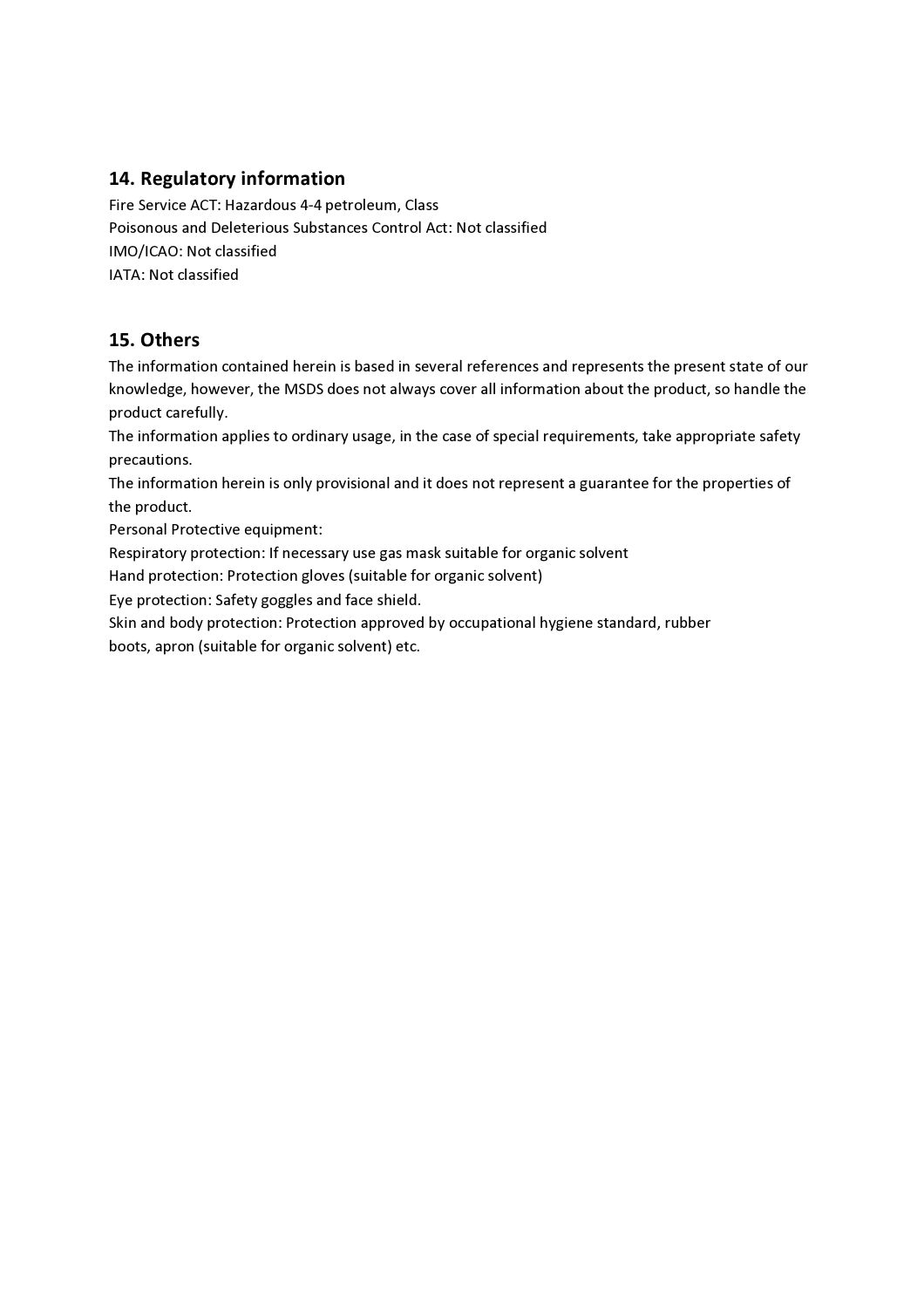## 14. Regulatory information

Fire Service ACT: Hazardous 4-4 petroleum, Class
Poisonous and Deleterious Substances Control Act: Not classified
IMO/ICAO: Not classified
IATA: Not classified

## 15. Others

The information contained herein is based in several references and represents the present state of our knowledge, however, the MSDS does not always cover all information about the product, so handle the product carefully.
The information applies to ordinary usage, in the case of special requirements, take appropriate safety precautions.
The information herein is only provisional and it does not represent a guarantee for the properties of the product.
Personal Protective equipment:
Respiratory protection: If necessary use gas mask suitable for organic solvent
Hand protection: Protection gloves (suitable for organic solvent)
Eye protection: Safety goggles and face shield.
Skin and body protection: Protection approved by occupational hygiene standard, rubber boots, apron (suitable for organic solvent) etc.